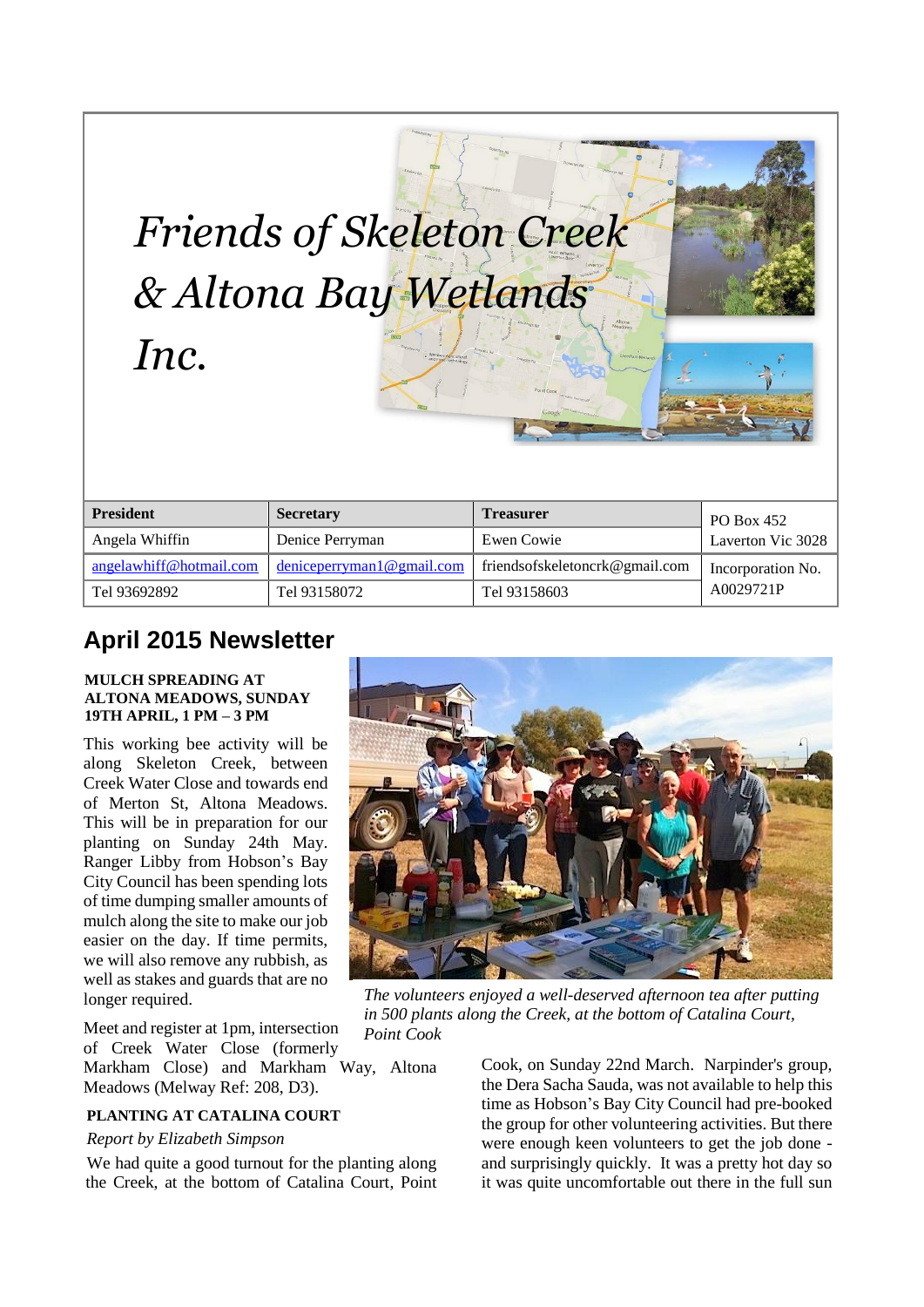# Friends of Skeleton Creek & Altona Bay Wetlands Inc.

| President | Secretary | Treasurer | PO Box 452 Laverton Vic 3028 |
|---|---|---|---|
| Angela Whiffin | Denice Perryman | Ewen Cowie | |
| angelawhiff@hotmail.com | deniceperryman1@gmail.com | friendsofskeletoncrk@gmail.com | Incorporation No. A0029721P |
| Tel 93692892 | Tel 93158072 | Tel 93158603 | |

## April 2015 Newsletter

### MULCH SPREADING AT ALTONA MEADOWS, SUNDAY 19TH APRIL, 1 PM – 3 PM

This working bee activity will be along Skeleton Creek, between Creek Water Close and towards end of Merton St, Altona Meadows. This will be in preparation for our planting on Sunday 24th May. Ranger Libby from Hobson's Bay City Council has been spending lots of time dumping smaller amounts of mulch along the site to make our job easier on the day. If time permits, we will also remove any rubbish, as well as stakes and guards that are no longer required.

Meet and register at 1pm, intersection of Creek Water Close (formerly Markham Close) and Markham Way, Altona Meadows (Melway Ref: 208, D3).

*The volunteers enjoyed a well-deserved afternoon tea after putting in 500 plants along the Creek, at the bottom of Catalina Court, Point Cook*

### PLANTING AT CATALINA COURT

*Report by Elizabeth Simpson*

We had quite a good turnout for the planting along the Creek, at the bottom of Catalina Court, Point Cook, on Sunday 22nd March. Narpinder's group, the Dera Sacha Sauda, was not available to help this time as Hobson's Bay City Council had pre-booked the group for other volunteering activities. But there were enough keen volunteers to get the job done - and surprisingly quickly. It was a pretty hot day so it was quite uncomfortable out there in the full sun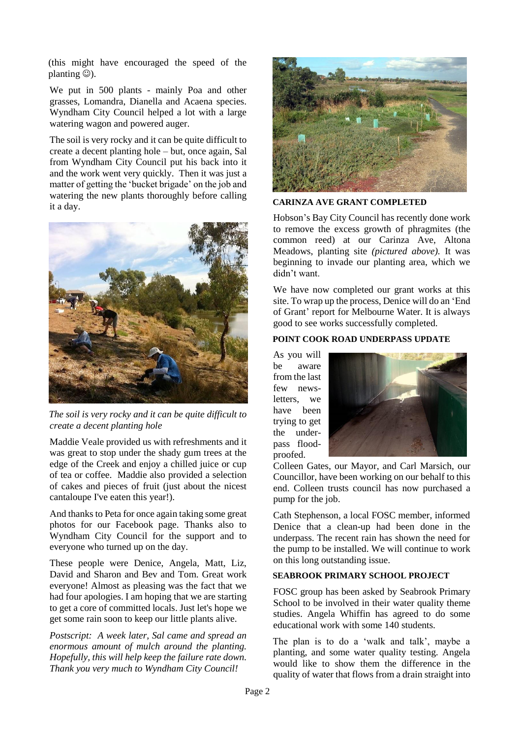(this might have encouraged the speed of the planting ☺).

We put in 500 plants - mainly Poa and other grasses, Lomandra, Dianella and Acaena species. Wyndham City Council helped a lot with a large watering wagon and powered auger.

The soil is very rocky and it can be quite difficult to create a decent planting hole – but, once again, Sal from Wyndham City Council put his back into it and the work went very quickly. Then it was just a matter of getting the 'bucket brigade' on the job and watering the new plants thoroughly before calling it a day.

*The soil is very rocky and it can be quite difficult to create a decent planting hole*

Maddie Veale provided us with refreshments and it was great to stop under the shady gum trees at the edge of the Creek and enjoy a chilled juice or cup of tea or coffee. Maddie also provided a selection of cakes and pieces of fruit (just about the nicest cantaloupe I've eaten this year!).

And thanks to Peta for once again taking some great photos for our Facebook page. Thanks also to Wyndham City Council for the support and to everyone who turned up on the day.

These people were Denice, Angela, Matt, Liz, David and Sharon and Bev and Tom. Great work everyone! Almost as pleasing was the fact that we had four apologies. I am hoping that we are starting to get a core of committed locals. Just let's hope we get some rain soon to keep our little plants alive.

*Postscript: A week later, Sal came and spread an enormous amount of mulch around the planting. Hopefully, this will help keep the failure rate down. Thank you very much to Wyndham City Council!*

**CARINZA AVE GRANT COMPLETED**

Hobson's Bay City Council has recently done work to remove the excess growth of phragmites (the common reed) at our Carinza Ave, Altona Meadows, planting site *(pictured above).* It was beginning to invade our planting area, which we didn't want.

We have now completed our grant works at this site. To wrap up the process, Denice will do an 'End of Grant' report for Melbourne Water. It is always good to see works successfully completed.

**POINT COOK ROAD UNDERPASS UPDATE**

As you will be aware from the last few news-letters, we have been trying to get the under-pass flood-proofed. Colleen Gates, our Mayor, and Carl Marsich, our Councillor, have been working on our behalf to this end. Colleen trusts council has now purchased a pump for the job.

Cath Stephenson, a local FOSC member, informed Denice that a clean-up had been done in the underpass. The recent rain has shown the need for the pump to be installed. We will continue to work on this long outstanding issue.

**SEABROOK PRIMARY SCHOOL PROJECT**

FOSC group has been asked by Seabrook Primary School to be involved in their water quality theme studies. Angela Whiffin has agreed to do some educational work with some 140 students.

The plan is to do a 'walk and talk', maybe a planting, and some water quality testing. Angela would like to show them the difference in the quality of water that flows from a drain straight into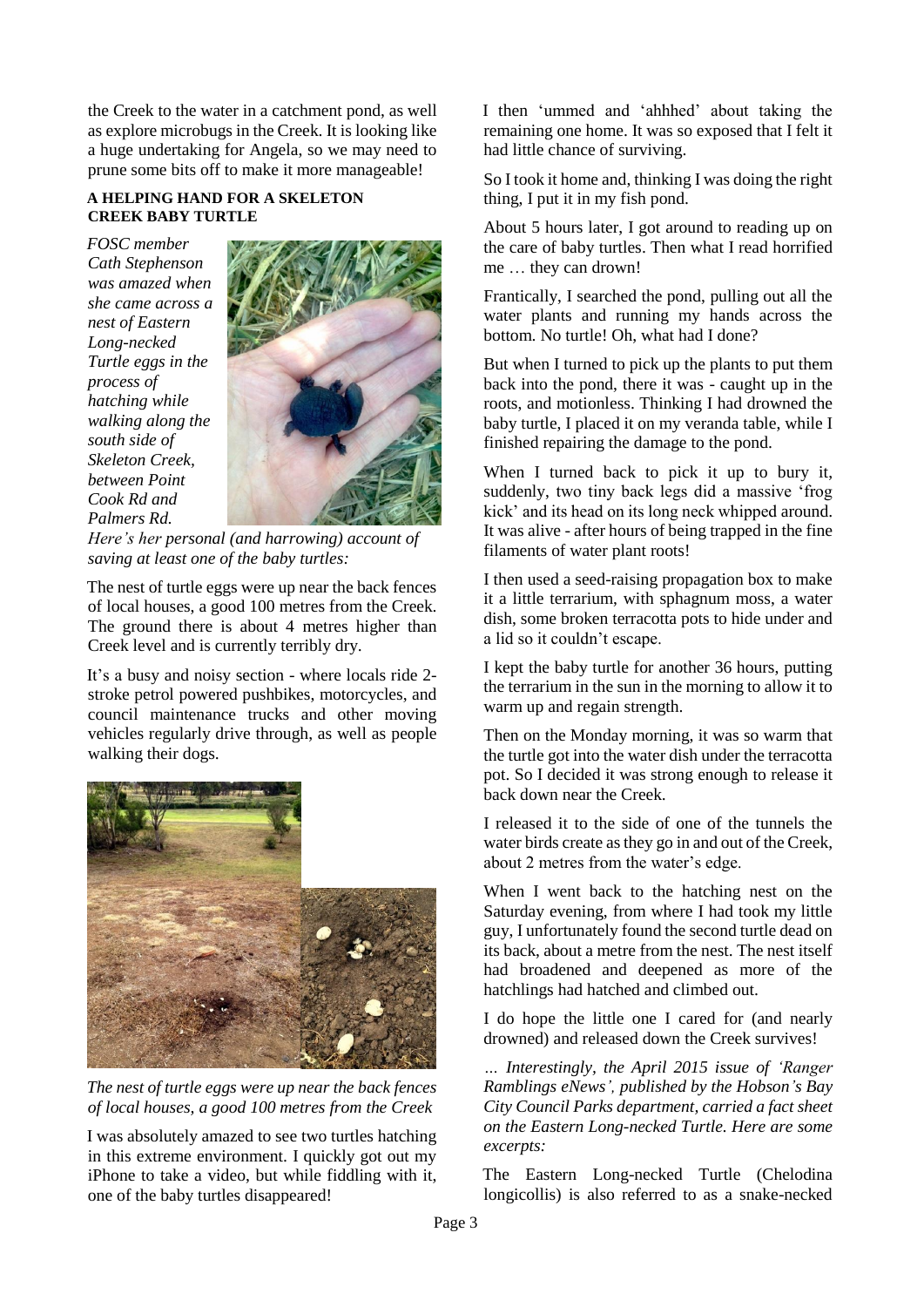the Creek to the water in a catchment pond, as well as explore microbugs in the Creek. It is looking like a huge undertaking for Angela, so we may need to prune some bits off to make it more manageable!

## A HELPING HAND FOR A SKELETON CREEK BABY TURTLE

*FOSC member Cath Stephenson was amazed when she came across a nest of Eastern Long-necked Turtle eggs in the process of hatching while walking along the south side of Skeleton Creek, between Point Cook Rd and Palmers Rd.*

*Here's her personal (and harrowing) account of saving at least one of the baby turtles:*

The nest of turtle eggs were up near the back fences of local houses, a good 100 metres from the Creek. The ground there is about 4 metres higher than Creek level and is currently terribly dry.

It's a busy and noisy section - where locals ride 2-stroke petrol powered pushbikes, motorcycles, and council maintenance trucks and other moving vehicles regularly drive through, as well as people walking their dogs.

*The nest of turtle eggs were up near the back fences of local houses, a good 100 metres from the Creek*

I was absolutely amazed to see two turtles hatching in this extreme environment. I quickly got out my iPhone to take a video, but while fiddling with it, one of the baby turtles disappeared!

I then 'ummed and 'ahhhed' about taking the remaining one home. It was so exposed that I felt it had little chance of surviving.

So I took it home and, thinking I was doing the right thing, I put it in my fish pond.

About 5 hours later, I got around to reading up on the care of baby turtles. Then what I read horrified me … they can drown!

Frantically, I searched the pond, pulling out all the water plants and running my hands across the bottom. No turtle! Oh, what had I done?

But when I turned to pick up the plants to put them back into the pond, there it was - caught up in the roots, and motionless. Thinking I had drowned the baby turtle, I placed it on my veranda table, while I finished repairing the damage to the pond.

When I turned back to pick it up to bury it, suddenly, two tiny back legs did a massive 'frog kick' and its head on its long neck whipped around. It was alive - after hours of being trapped in the fine filaments of water plant roots!

I then used a seed-raising propagation box to make it a little terrarium, with sphagnum moss, a water dish, some broken terracotta pots to hide under and a lid so it couldn't escape.

I kept the baby turtle for another 36 hours, putting the terrarium in the sun in the morning to allow it to warm up and regain strength.

Then on the Monday morning, it was so warm that the turtle got into the water dish under the terracotta pot. So I decided it was strong enough to release it back down near the Creek.

I released it to the side of one of the tunnels the water birds create as they go in and out of the Creek, about 2 metres from the water's edge.

When I went back to the hatching nest on the Saturday evening, from where I had took my little guy, I unfortunately found the second turtle dead on its back, about a metre from the nest. The nest itself had broadened and deepened as more of the hatchlings had hatched and climbed out.

I do hope the little one I cared for (and nearly drowned) and released down the Creek survives!

*… Interestingly, the April 2015 issue of 'Ranger Ramblings eNews', published by the Hobson's Bay City Council Parks department, carried a fact sheet on the Eastern Long-necked Turtle. Here are some excerpts:*

The Eastern Long-necked Turtle (Chelodina longicollis) is also referred to as a snake-necked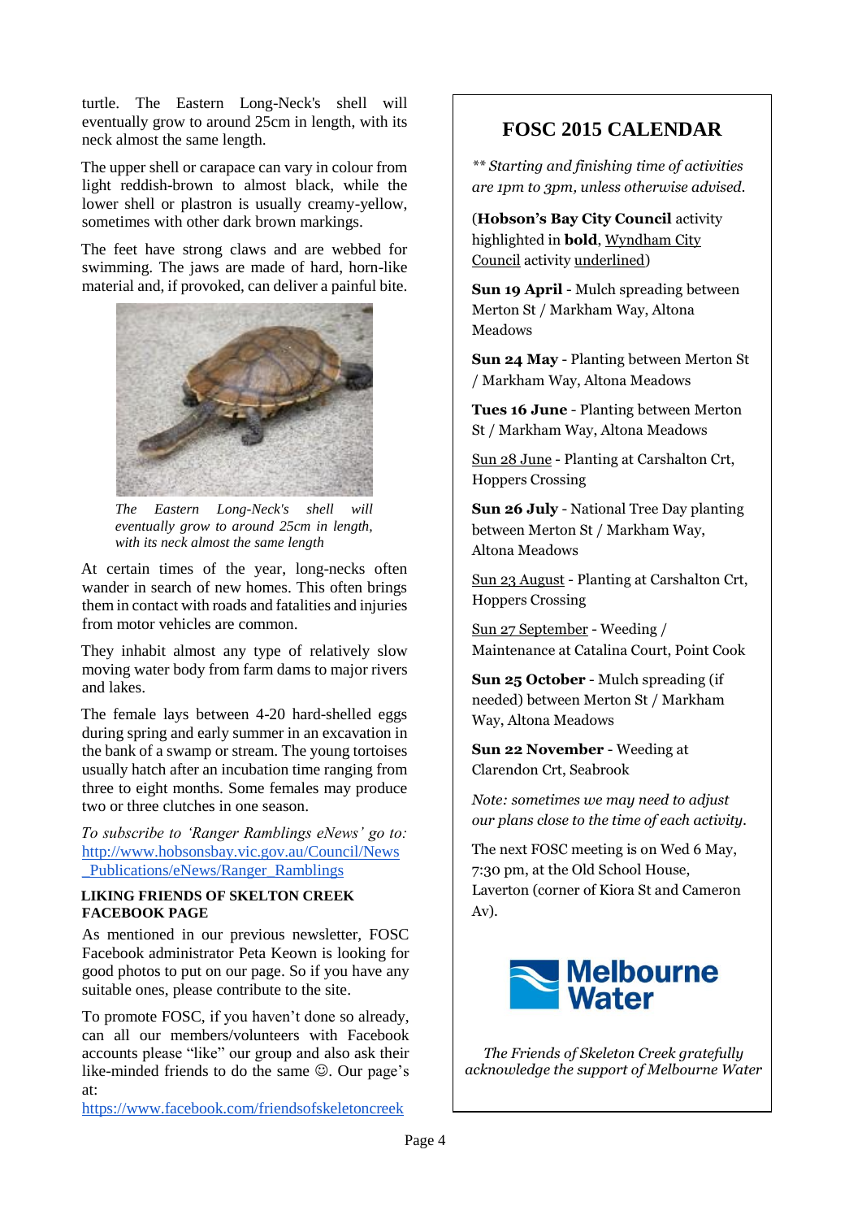turtle. The Eastern Long-Neck's shell will eventually grow to around 25cm in length, with its neck almost the same length.

The upper shell or carapace can vary in colour from light reddish-brown to almost black, while the lower shell or plastron is usually creamy-yellow, sometimes with other dark brown markings.

The feet have strong claws and are webbed for swimming. The jaws are made of hard, horn-like material and, if provoked, can deliver a painful bite.

*The Eastern Long-Neck's shell will eventually grow to around 25cm in length, with its neck almost the same length*

At certain times of the year, long-necks often wander in search of new homes. This often brings them in contact with roads and fatalities and injuries from motor vehicles are common.

They inhabit almost any type of relatively slow moving water body from farm dams to major rivers and lakes.

The female lays between 4-20 hard-shelled eggs during spring and early summer in an excavation in the bank of a swamp or stream. The young tortoises usually hatch after an incubation time ranging from three to eight months. Some females may produce two or three clutches in one season.

*To subscribe to 'Ranger Ramblings eNews' go to:* http://www.hobsonsbay.vic.gov.au/Council/News_Publications/eNews/Ranger_Ramblings

### LIKING FRIENDS OF SKELTON CREEK FACEBOOK PAGE

As mentioned in our previous newsletter, FOSC Facebook administrator Peta Keown is looking for good photos to put on our page. So if you have any suitable ones, please contribute to the site.

To promote FOSC, if you haven't done so already, can all our members/volunteers with Facebook accounts please "like" our group and also ask their like-minded friends to do the same ☺. Our page's at:
https://www.facebook.com/friendsofskeletoncreek

## FOSC 2015 CALENDAR

*\*\* Starting and finishing time of activities are 1pm to 3pm, unless otherwise advised.*

(**Hobson's Bay City Council** activity highlighted in **bold**, <u>Wyndham City Council</u> activity <u>underlined</u>)

**Sun 19 April** - Mulch spreading between Merton St / Markham Way, Altona Meadows

**Sun 24 May** - Planting between Merton St / Markham Way, Altona Meadows

**Tues 16 June** - Planting between Merton St / Markham Way, Altona Meadows

<u>Sun 28 June</u> - Planting at Carshalton Crt, Hoppers Crossing

**Sun 26 July** - National Tree Day planting between Merton St / Markham Way, Altona Meadows

<u>Sun 23 August</u> - Planting at Carshalton Crt, Hoppers Crossing

<u>Sun 27 September</u> - Weeding / Maintenance at Catalina Court, Point Cook

**Sun 25 October** - Mulch spreading (if needed) between Merton St / Markham Way, Altona Meadows

**Sun 22 November** - Weeding at Clarendon Crt, Seabrook

*Note: sometimes we may need to adjust our plans close to the time of each activity.*

The next FOSC meeting is on Wed 6 May, 7:30 pm, at the Old School House, Laverton (corner of Kiora St and Cameron Av).

Melbourne Water

*The Friends of Skeleton Creek gratefully acknowledge the support of Melbourne Water*